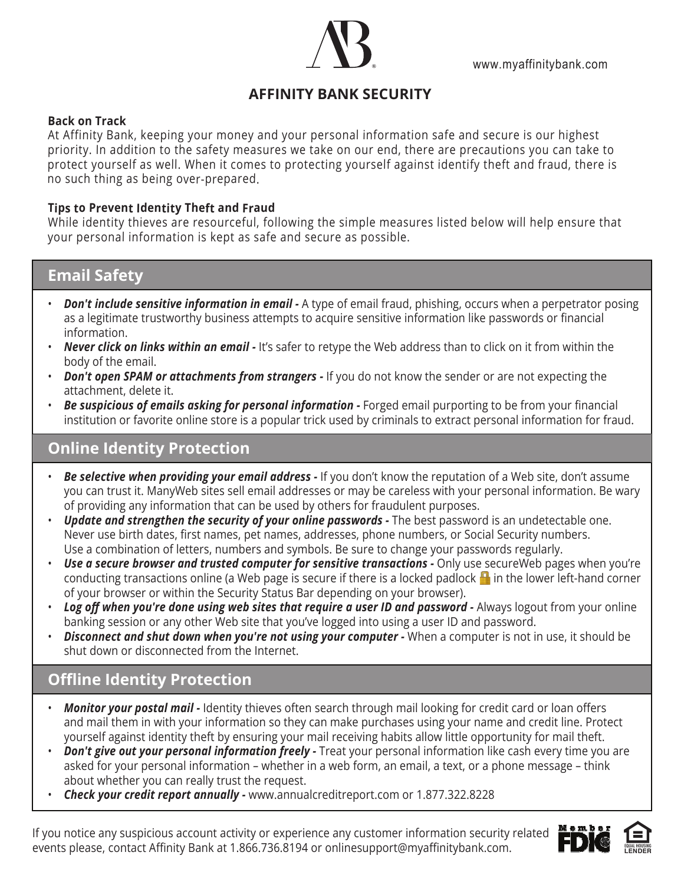www.myaffinitybank.com

# AFFINITY BANK SECURITY

**Back on Track**

At Affinity Bank, keeping your money and your personal information safe and secure is our highest priority. In addition to the safety measures we take on our end, there are precautions you can take to protect yourself as well. When it comes to protecting yourself against identify theft and fraud, there is no such thing as being over-prepared.

**Tips to Prevent Identity Theft and Fraud**

While identity thieves are resourceful, following the simple measures listed below will help ensure that your personal information is kept as safe and secure as possible.

## Email Safety

- ***Don't include sensitive information in email -*** A type of email fraud, phishing, occurs when a perpetrator posing as a legitimate trustworthy business attempts to acquire sensitive information like passwords or financial information.
- ***Never click on links within an email -*** It's safer to retype the Web address than to click on it from within the body of the email.
- ***Don't open SPAM or attachments from strangers -*** If you do not know the sender or are not expecting the attachment, delete it.
- ***Be suspicious of emails asking for personal information -*** Forged email purporting to be from your financial institution or favorite online store is a popular trick used by criminals to extract personal information for fraud.

## Online Identity Protection

- ***Be selective when providing your email address -*** If you don't know the reputation of a Web site, don't assume you can trust it. ManyWeb sites sell email addresses or may be careless with your personal information. Be wary of providing any information that can be used by others for fraudulent purposes.
- ***Update and strengthen the security of your online passwords -*** The best password is an undetectable one. Never use birth dates, first names, pet names, addresses, phone numbers, or Social Security numbers. Use a combination of letters, numbers and symbols. Be sure to change your passwords regularly.
- ***Use a secure browser and trusted computer for sensitive transactions -*** Only use secureWeb pages when you're conducting transactions online (a Web page is secure if there is a locked padlock 🔒 in the lower left-hand corner of your browser or within the Security Status Bar depending on your browser).
- ***Log off when you're done using web sites that require a user ID and password -*** Always logout from your online banking session or any other Web site that you've logged into using a user ID and password.
- ***Disconnect and shut down when you're not using your computer -*** When a computer is not in use, it should be shut down or disconnected from the Internet.

## Offline Identity Protection

- ***Monitor your postal mail -*** Identity thieves often search through mail looking for credit card or loan offers and mail them in with your information so they can make purchases using your name and credit line. Protect yourself against identity theft by ensuring your mail receiving habits allow little opportunity for mail theft.
- ***Don't give out your personal information freely -*** Treat your personal information like cash every time you are asked for your personal information – whether in a web form, an email, a text, or a phone message – think about whether you can really trust the request.
- ***Check your credit report annually -*** www.annualcreditreport.com or 1.877.322.8228

If you notice any suspicious account activity or experience any customer information security related events please, contact Affinity Bank at 1.866.736.8194 or onlinesupport@myaffinitybank.com.

Member FDIC

EQUAL HOUSING LENDER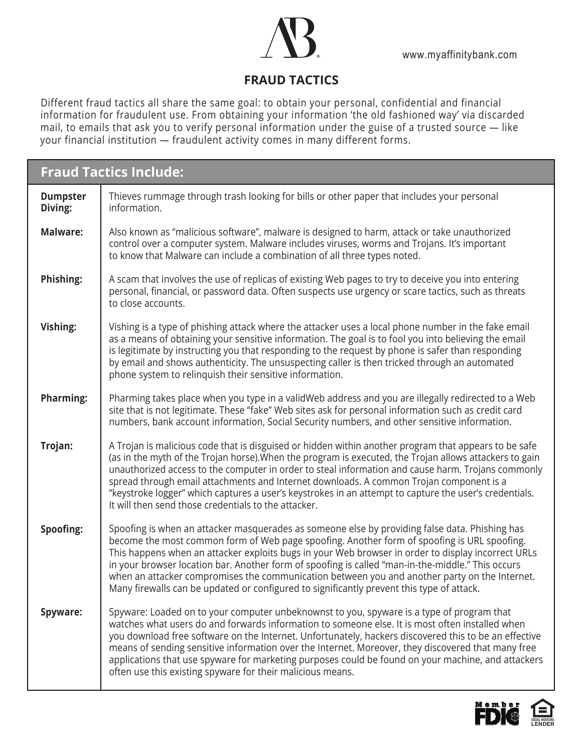www.myaffinitybank.com

# FRAUD TACTICS

Different fraud tactics all share the same goal: to obtain your personal, confidential and financial information for fraudulent use. From obtaining your information 'the old fashioned way' via discarded mail, to emails that ask you to verify personal information under the guise of a trusted source — like your financial institution — fraudulent activity comes in many different forms.

| Fraud Tactics Include: | |
|---|---|
| **Dumpster Diving:** | Thieves rummage through trash looking for bills or other paper that includes your personal information. |
| **Malware:** | Also known as "malicious software", malware is designed to harm, attack or take unauthorized control over a computer system. Malware includes viruses, worms and Trojans. It's important to know that Malware can include a combination of all three types noted. |
| **Phishing:** | A scam that involves the use of replicas of existing Web pages to try to deceive you into entering personal, financial, or password data. Often suspects use urgency or scare tactics, such as threats to close accounts. |
| **Vishing:** | Vishing is a type of phishing attack where the attacker uses a local phone number in the fake email as a means of obtaining your sensitive information. The goal is to fool you into believing the email is legitimate by instructing you that responding to the request by phone is safer than responding by email and shows authenticity. The unsuspecting caller is then tricked through an automated phone system to relinquish their sensitive information. |
| **Pharming:** | Pharming takes place when you type in a validWeb address and you are illegally redirected to a Web site that is not legitimate. These "fake" Web sites ask for personal information such as credit card numbers, bank account information, Social Security numbers, and other sensitive information. |
| **Trojan:** | A Trojan is malicious code that is disguised or hidden within another program that appears to be safe (as in the myth of the Trojan horse).When the program is executed, the Trojan allows attackers to gain unauthorized access to the computer in order to steal information and cause harm. Trojans commonly spread through email attachments and Internet downloads. A common Trojan component is a "keystroke logger" which captures a user's keystrokes in an attempt to capture the user's credentials. It will then send those credentials to the attacker. |
| **Spoofing:** | Spoofing is when an attacker masquerades as someone else by providing false data. Phishing has become the most common form of Web page spoofing. Another form of spoofing is URL spoofing. This happens when an attacker exploits bugs in your Web browser in order to display incorrect URLs in your browser location bar. Another form of spoofing is called "man-in-the-middle." This occurs when an attacker compromises the communication between you and another party on the Internet. Many firewalls can be updated or configured to significantly prevent this type of attack. |
| **Spyware:** | Spyware: Loaded on to your computer unbeknownst to you, spyware is a type of program that watches what users do and forwards information to someone else. It is most often installed when you download free software on the Internet. Unfortunately, hackers discovered this to be an effective means of sending sensitive information over the Internet. Moreover, they discovered that many free applications that use spyware for marketing purposes could be found on your machine, and attackers often use this existing spyware for their malicious means. |

Member FDIC

EQUAL HOUSING LENDER